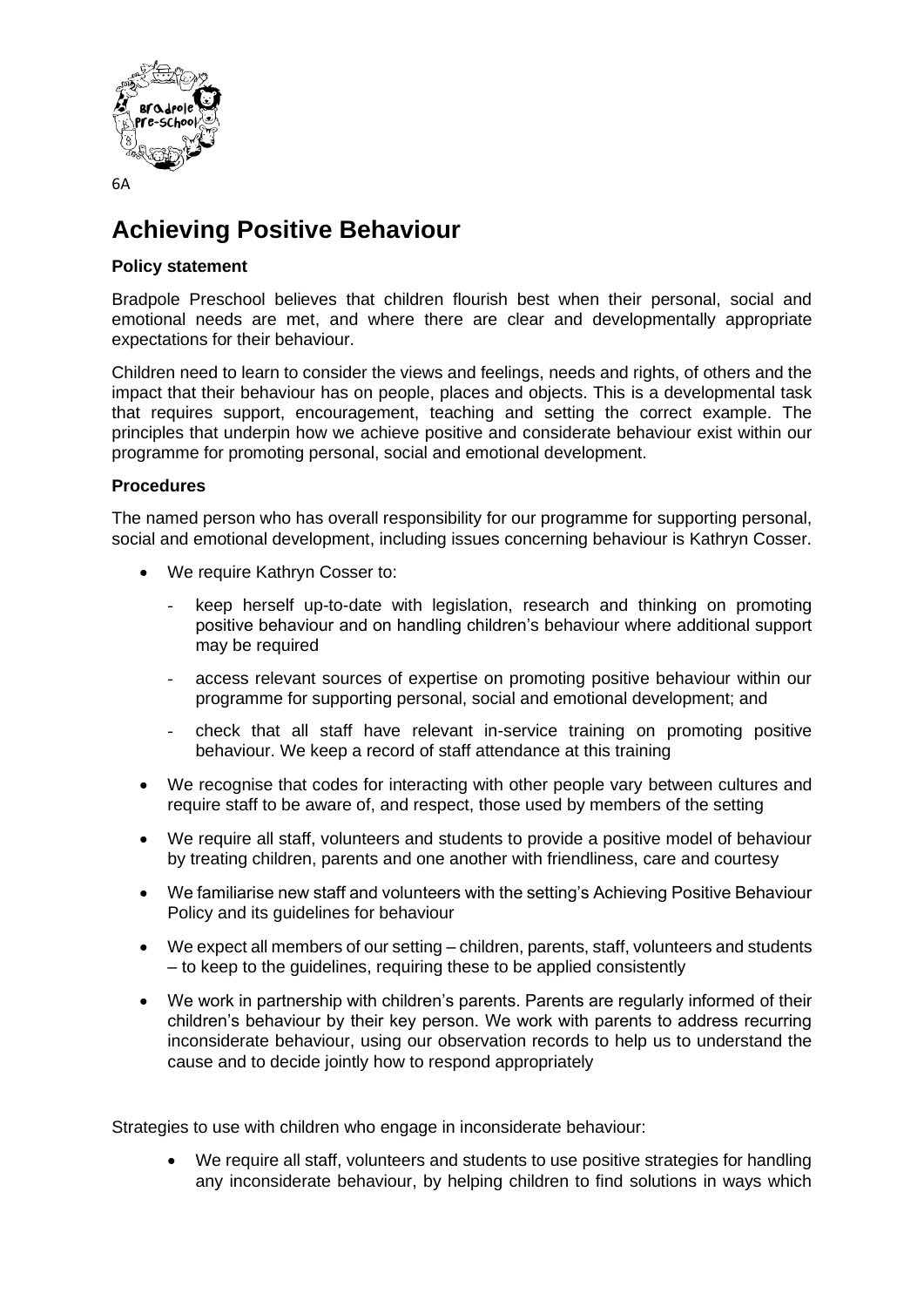6A

# Achieving Positive Behaviour

### Policy statement

Bradpole Preschool believes that children flourish best when their personal, social and emotional needs are met, and where there are clear and developmentally appropriate expectations for their behaviour.

Children need to learn to consider the views and feelings, needs and rights, of others and the impact that their behaviour has on people, places and objects. This is a developmental task that requires support, encouragement, teaching and setting the correct example. The principles that underpin how we achieve positive and considerate behaviour exist within our programme for promoting personal, social and emotional development.

### Procedures

The named person who has overall responsibility for our programme for supporting personal, social and emotional development, including issues concerning behaviour is Kathryn Cosser.

- We require Kathryn Cosser to:
  - keep herself up-to-date with legislation, research and thinking on promoting positive behaviour and on handling children's behaviour where additional support may be required
  - access relevant sources of expertise on promoting positive behaviour within our programme for supporting personal, social and emotional development; and
  - check that all staff have relevant in-service training on promoting positive behaviour. We keep a record of staff attendance at this training
- We recognise that codes for interacting with other people vary between cultures and require staff to be aware of, and respect, those used by members of the setting
- We require all staff, volunteers and students to provide a positive model of behaviour by treating children, parents and one another with friendliness, care and courtesy
- We familiarise new staff and volunteers with the setting's Achieving Positive Behaviour Policy and its guidelines for behaviour
- We expect all members of our setting – children, parents, staff, volunteers and students – to keep to the guidelines, requiring these to be applied consistently
- We work in partnership with children's parents. Parents are regularly informed of their children's behaviour by their key person. We work with parents to address recurring inconsiderate behaviour, using our observation records to help us to understand the cause and to decide jointly how to respond appropriately

Strategies to use with children who engage in inconsiderate behaviour:

- We require all staff, volunteers and students to use positive strategies for handling any inconsiderate behaviour, by helping children to find solutions in ways which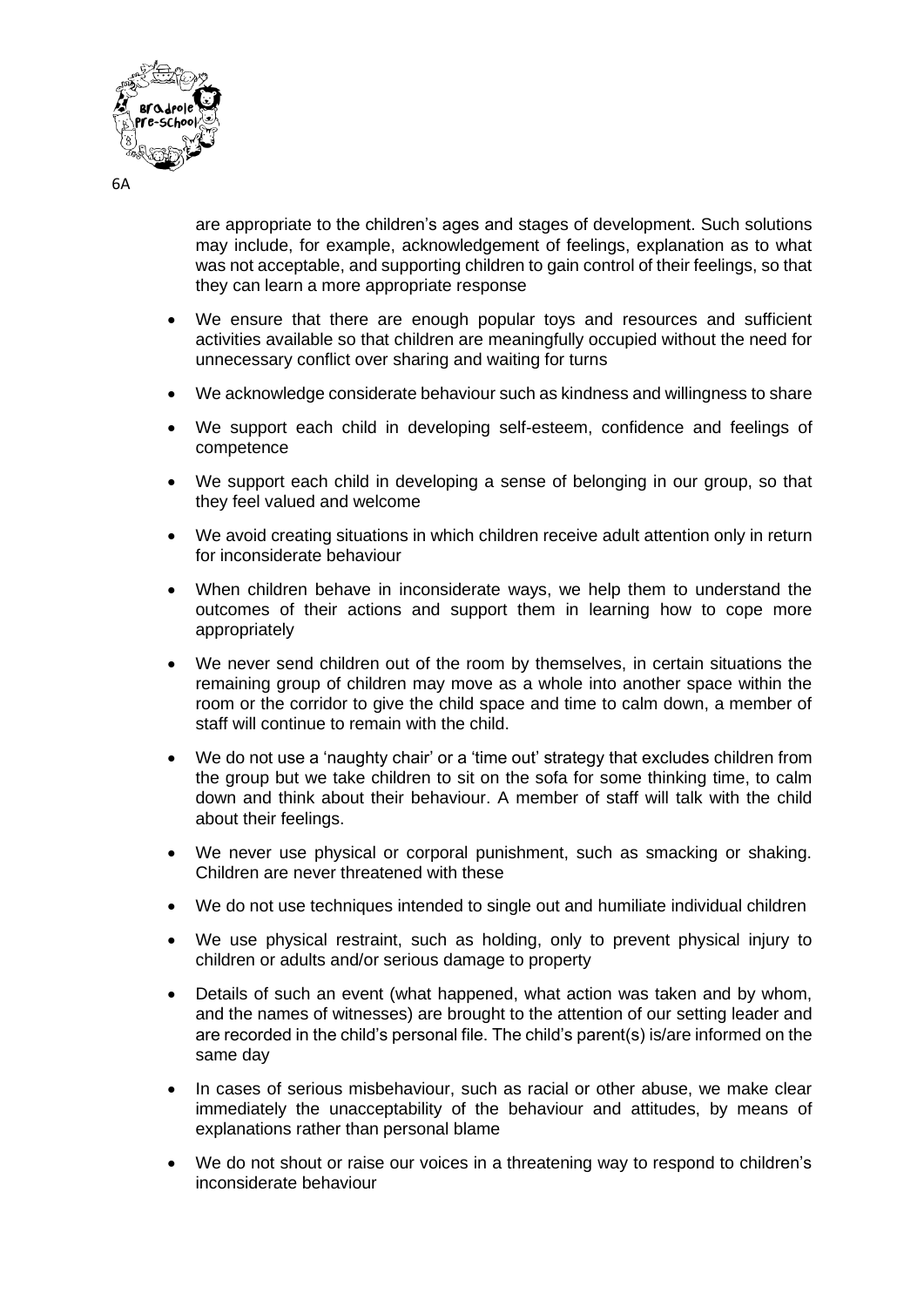are appropriate to the children's ages and stages of development. Such solutions may include, for example, acknowledgement of feelings, explanation as to what was not acceptable, and supporting children to gain control of their feelings, so that they can learn a more appropriate response

- We ensure that there are enough popular toys and resources and sufficient activities available so that children are meaningfully occupied without the need for unnecessary conflict over sharing and waiting for turns
- We acknowledge considerate behaviour such as kindness and willingness to share
- We support each child in developing self-esteem, confidence and feelings of competence
- We support each child in developing a sense of belonging in our group, so that they feel valued and welcome
- We avoid creating situations in which children receive adult attention only in return for inconsiderate behaviour
- When children behave in inconsiderate ways, we help them to understand the outcomes of their actions and support them in learning how to cope more appropriately
- We never send children out of the room by themselves, in certain situations the remaining group of children may move as a whole into another space within the room or the corridor to give the child space and time to calm down, a member of staff will continue to remain with the child.
- We do not use a 'naughty chair' or a 'time out' strategy that excludes children from the group but we take children to sit on the sofa for some thinking time, to calm down and think about their behaviour. A member of staff will talk with the child about their feelings.
- We never use physical or corporal punishment, such as smacking or shaking. Children are never threatened with these
- We do not use techniques intended to single out and humiliate individual children
- We use physical restraint, such as holding, only to prevent physical injury to children or adults and/or serious damage to property
- Details of such an event (what happened, what action was taken and by whom, and the names of witnesses) are brought to the attention of our setting leader and are recorded in the child's personal file. The child's parent(s) is/are informed on the same day
- In cases of serious misbehaviour, such as racial or other abuse, we make clear immediately the unacceptability of the behaviour and attitudes, by means of explanations rather than personal blame
- We do not shout or raise our voices in a threatening way to respond to children's inconsiderate behaviour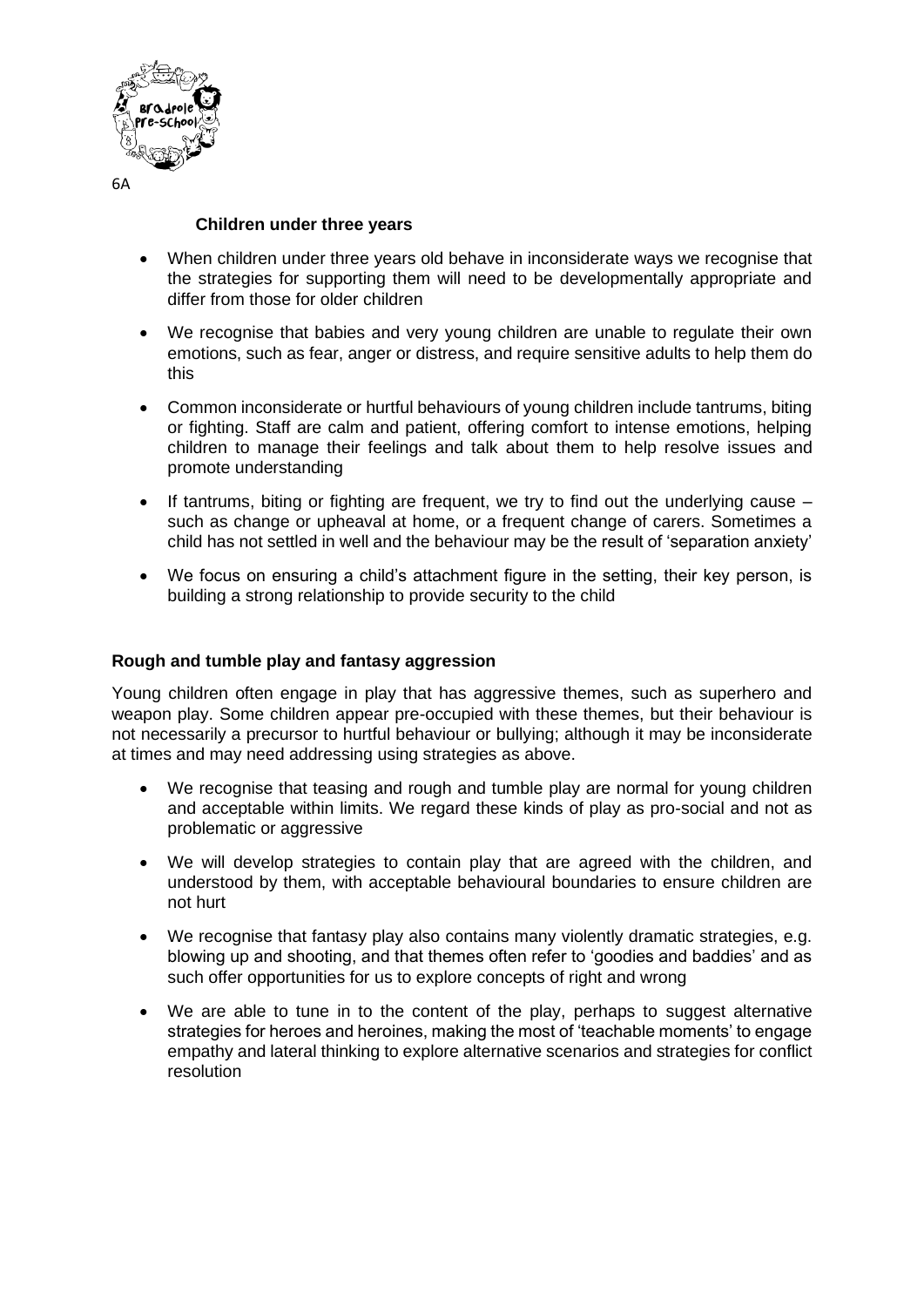6A

### Children under three years

- When children under three years old behave in inconsiderate ways we recognise that the strategies for supporting them will need to be developmentally appropriate and differ from those for older children
- We recognise that babies and very young children are unable to regulate their own emotions, such as fear, anger or distress, and require sensitive adults to help them do this
- Common inconsiderate or hurtful behaviours of young children include tantrums, biting or fighting. Staff are calm and patient, offering comfort to intense emotions, helping children to manage their feelings and talk about them to help resolve issues and promote understanding
- If tantrums, biting or fighting are frequent, we try to find out the underlying cause – such as change or upheaval at home, or a frequent change of carers. Sometimes a child has not settled in well and the behaviour may be the result of 'separation anxiety'
- We focus on ensuring a child's attachment figure in the setting, their key person, is building a strong relationship to provide security to the child

### Rough and tumble play and fantasy aggression

Young children often engage in play that has aggressive themes, such as superhero and weapon play. Some children appear pre-occupied with these themes, but their behaviour is not necessarily a precursor to hurtful behaviour or bullying; although it may be inconsiderate at times and may need addressing using strategies as above.

- We recognise that teasing and rough and tumble play are normal for young children and acceptable within limits. We regard these kinds of play as pro-social and not as problematic or aggressive
- We will develop strategies to contain play that are agreed with the children, and understood by them, with acceptable behavioural boundaries to ensure children are not hurt
- We recognise that fantasy play also contains many violently dramatic strategies, e.g. blowing up and shooting, and that themes often refer to 'goodies and baddies' and as such offer opportunities for us to explore concepts of right and wrong
- We are able to tune in to the content of the play, perhaps to suggest alternative strategies for heroes and heroines, making the most of 'teachable moments' to engage empathy and lateral thinking to explore alternative scenarios and strategies for conflict resolution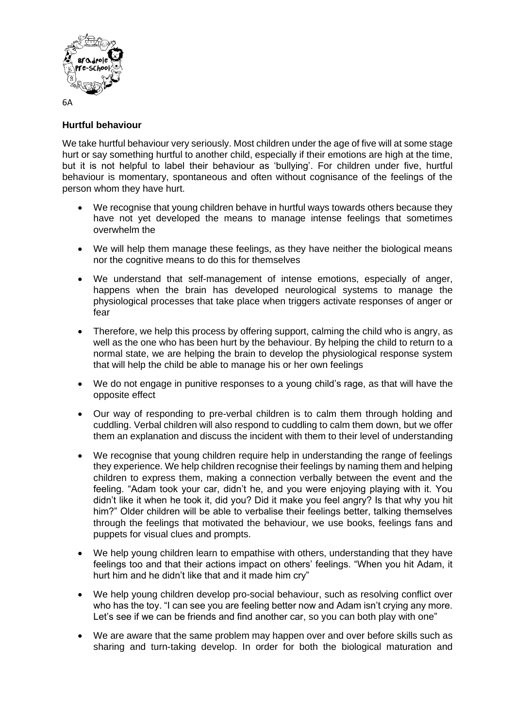6A

## Hurtful behaviour

We take hurtful behaviour very seriously. Most children under the age of five will at some stage hurt or say something hurtful to another child, especially if their emotions are high at the time, but it is not helpful to label their behaviour as 'bullying'. For children under five, hurtful behaviour is momentary, spontaneous and often without cognisance of the feelings of the person whom they have hurt.

- We recognise that young children behave in hurtful ways towards others because they have not yet developed the means to manage intense feelings that sometimes overwhelm the
- We will help them manage these feelings, as they have neither the biological means nor the cognitive means to do this for themselves
- We understand that self-management of intense emotions, especially of anger, happens when the brain has developed neurological systems to manage the physiological processes that take place when triggers activate responses of anger or fear
- Therefore, we help this process by offering support, calming the child who is angry, as well as the one who has been hurt by the behaviour. By helping the child to return to a normal state, we are helping the brain to develop the physiological response system that will help the child be able to manage his or her own feelings
- We do not engage in punitive responses to a young child's rage, as that will have the opposite effect
- Our way of responding to pre-verbal children is to calm them through holding and cuddling. Verbal children will also respond to cuddling to calm them down, but we offer them an explanation and discuss the incident with them to their level of understanding
- We recognise that young children require help in understanding the range of feelings they experience. We help children recognise their feelings by naming them and helping children to express them, making a connection verbally between the event and the feeling. "Adam took your car, didn't he, and you were enjoying playing with it. You didn't like it when he took it, did you? Did it make you feel angry? Is that why you hit him?" Older children will be able to verbalise their feelings better, talking themselves through the feelings that motivated the behaviour, we use books, feelings fans and puppets for visual clues and prompts.
- We help young children learn to empathise with others, understanding that they have feelings too and that their actions impact on others' feelings. "When you hit Adam, it hurt him and he didn't like that and it made him cry"
- We help young children develop pro-social behaviour, such as resolving conflict over who has the toy. "I can see you are feeling better now and Adam isn't crying any more. Let's see if we can be friends and find another car, so you can both play with one"
- We are aware that the same problem may happen over and over before skills such as sharing and turn-taking develop. In order for both the biological maturation and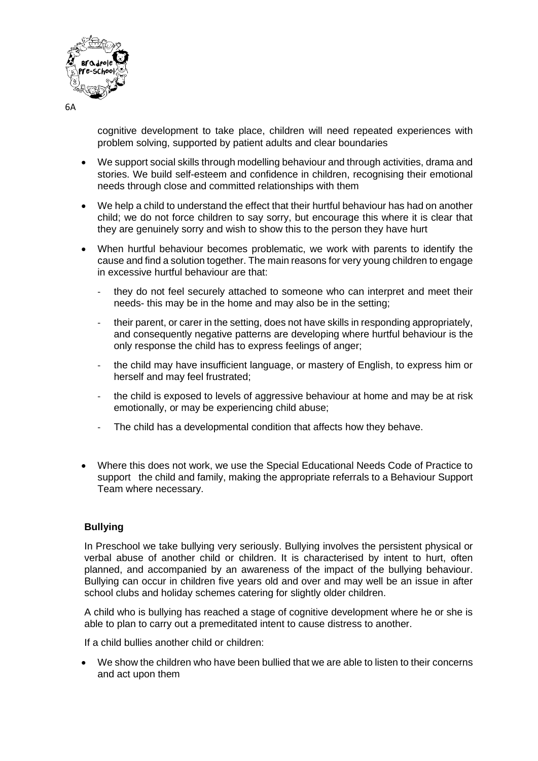cognitive development to take place, children will need repeated experiences with problem solving, supported by patient adults and clear boundaries

- We support social skills through modelling behaviour and through activities, drama and stories. We build self-esteem and confidence in children, recognising their emotional needs through close and committed relationships with them
- We help a child to understand the effect that their hurtful behaviour has had on another child; we do not force children to say sorry, but encourage this where it is clear that they are genuinely sorry and wish to show this to the person they have hurt
- When hurtful behaviour becomes problematic, we work with parents to identify the cause and find a solution together. The main reasons for very young children to engage in excessive hurtful behaviour are that:
  - they do not feel securely attached to someone who can interpret and meet their needs- this may be in the home and may also be in the setting;
  - their parent, or carer in the setting, does not have skills in responding appropriately, and consequently negative patterns are developing where hurtful behaviour is the only response the child has to express feelings of anger;
  - the child may have insufficient language, or mastery of English, to express him or herself and may feel frustrated;
  - the child is exposed to levels of aggressive behaviour at home and may be at risk emotionally, or may be experiencing child abuse;
  - The child has a developmental condition that affects how they behave.
- Where this does not work, we use the Special Educational Needs Code of Practice to support the child and family, making the appropriate referrals to a Behaviour Support Team where necessary.

**Bullying**

In Preschool we take bullying very seriously. Bullying involves the persistent physical or verbal abuse of another child or children. It is characterised by intent to hurt, often planned, and accompanied by an awareness of the impact of the bullying behaviour. Bullying can occur in children five years old and over and may well be an issue in after school clubs and holiday schemes catering for slightly older children.

A child who is bullying has reached a stage of cognitive development where he or she is able to plan to carry out a premeditated intent to cause distress to another.

If a child bullies another child or children:

- We show the children who have been bullied that we are able to listen to their concerns and act upon them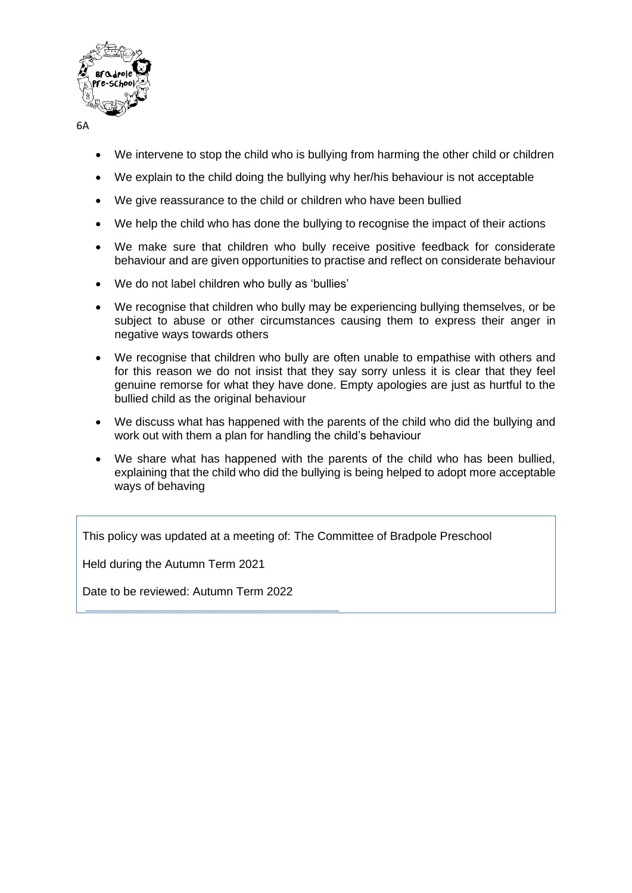- We intervene to stop the child who is bullying from harming the other child or children
- We explain to the child doing the bullying why her/his behaviour is not acceptable
- We give reassurance to the child or children who have been bullied
- We help the child who has done the bullying to recognise the impact of their actions
- We make sure that children who bully receive positive feedback for considerate behaviour and are given opportunities to practise and reflect on considerate behaviour
- We do not label children who bully as 'bullies'
- We recognise that children who bully may be experiencing bullying themselves, or be subject to abuse or other circumstances causing them to express their anger in negative ways towards others
- We recognise that children who bully are often unable to empathise with others and for this reason we do not insist that they say sorry unless it is clear that they feel genuine remorse for what they have done. Empty apologies are just as hurtful to the bullied child as the original behaviour
- We discuss what has happened with the parents of the child who did the bullying and work out with them a plan for handling the child's behaviour
- We share what has happened with the parents of the child who has been bullied, explaining that the child who did the bullying is being helped to adopt more acceptable ways of behaving

This policy was updated at a meeting of: The Committee of Bradpole Preschool

Held during the Autumn Term 2021

Date to be reviewed: Autumn Term 2022